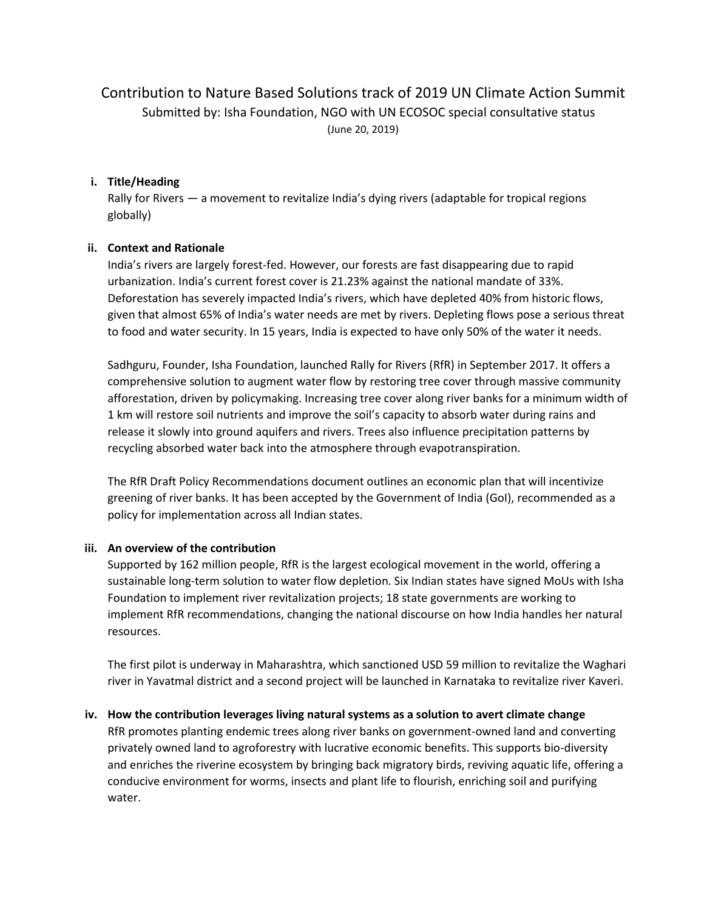# Contribution to Nature Based Solutions track of 2019 UN Climate Action Summit

Submitted by: Isha Foundation, NGO with UN ECOSOC special consultative status

(June 20, 2019)

**i. Title/Heading**

Rally for Rivers — a movement to revitalize India's dying rivers (adaptable for tropical regions globally)

**ii. Context and Rationale**

India's rivers are largely forest-fed. However, our forests are fast disappearing due to rapid urbanization. India's current forest cover is 21.23% against the national mandate of 33%. Deforestation has severely impacted India's rivers, which have depleted 40% from historic flows, given that almost 65% of India's water needs are met by rivers. Depleting flows pose a serious threat to food and water security. In 15 years, India is expected to have only 50% of the water it needs.

Sadhguru, Founder, Isha Foundation, launched Rally for Rivers (RfR) in September 2017. It offers a comprehensive solution to augment water flow by restoring tree cover through massive community afforestation, driven by policymaking. Increasing tree cover along river banks for a minimum width of 1 km will restore soil nutrients and improve the soil's capacity to absorb water during rains and release it slowly into ground aquifers and rivers. Trees also influence precipitation patterns by recycling absorbed water back into the atmosphere through evapotranspiration.

The RfR Draft Policy Recommendations document outlines an economic plan that will incentivize greening of river banks. It has been accepted by the Government of India (GoI), recommended as a policy for implementation across all Indian states.

**iii. An overview of the contribution**

Supported by 162 million people, RfR is the largest ecological movement in the world, offering a sustainable long-term solution to water flow depletion. Six Indian states have signed MoUs with Isha Foundation to implement river revitalization projects; 18 state governments are working to implement RfR recommendations, changing the national discourse on how India handles her natural resources.

The first pilot is underway in Maharashtra, which sanctioned USD 59 million to revitalize the Waghari river in Yavatmal district and a second project will be launched in Karnataka to revitalize river Kaveri.

**iv. How the contribution leverages living natural systems as a solution to avert climate change**

RfR promotes planting endemic trees along river banks on government-owned land and converting privately owned land to agroforestry with lucrative economic benefits. This supports bio-diversity and enriches the riverine ecosystem by bringing back migratory birds, reviving aquatic life, offering a conducive environment for worms, insects and plant life to flourish, enriching soil and purifying water.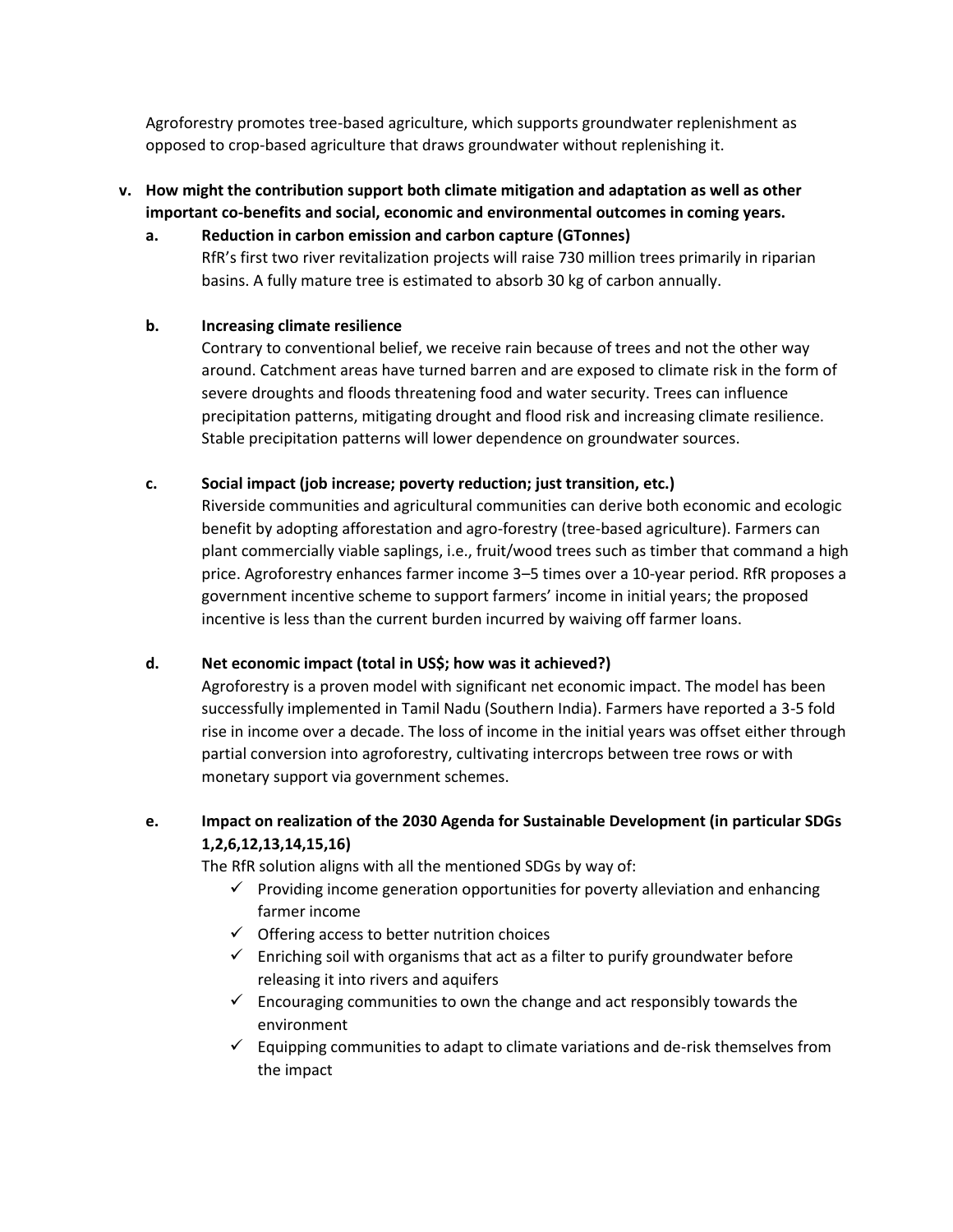Agroforestry promotes tree-based agriculture, which supports groundwater replenishment as opposed to crop-based agriculture that draws groundwater without replenishing it.

**v. How might the contribution support both climate mitigation and adaptation as well as other important co-benefits and social, economic and environmental outcomes in coming years.**

**a. Reduction in carbon emission and carbon capture (GTonnes)**

RfR's first two river revitalization projects will raise 730 million trees primarily in riparian basins. A fully mature tree is estimated to absorb 30 kg of carbon annually.

**b. Increasing climate resilience**

Contrary to conventional belief, we receive rain because of trees and not the other way around. Catchment areas have turned barren and are exposed to climate risk in the form of severe droughts and floods threatening food and water security. Trees can influence precipitation patterns, mitigating drought and flood risk and increasing climate resilience. Stable precipitation patterns will lower dependence on groundwater sources.

**c. Social impact (job increase; poverty reduction; just transition, etc.)**

Riverside communities and agricultural communities can derive both economic and ecologic benefit by adopting afforestation and agro-forestry (tree-based agriculture). Farmers can plant commercially viable saplings, i.e., fruit/wood trees such as timber that command a high price. Agroforestry enhances farmer income 3–5 times over a 10-year period. RfR proposes a government incentive scheme to support farmers' income in initial years; the proposed incentive is less than the current burden incurred by waiving off farmer loans.

**d. Net economic impact (total in US$; how was it achieved?)**

Agroforestry is a proven model with significant net economic impact. The model has been successfully implemented in Tamil Nadu (Southern India). Farmers have reported a 3-5 fold rise in income over a decade. The loss of income in the initial years was offset either through partial conversion into agroforestry, cultivating intercrops between tree rows or with monetary support via government schemes.

**e. Impact on realization of the 2030 Agenda for Sustainable Development (in particular SDGs 1,2,6,12,13,14,15,16)**

The RfR solution aligns with all the mentioned SDGs by way of:

- ✓ Providing income generation opportunities for poverty alleviation and enhancing farmer income
- ✓ Offering access to better nutrition choices
- ✓ Enriching soil with organisms that act as a filter to purify groundwater before releasing it into rivers and aquifers
- ✓ Encouraging communities to own the change and act responsibly towards the environment
- ✓ Equipping communities to adapt to climate variations and de-risk themselves from the impact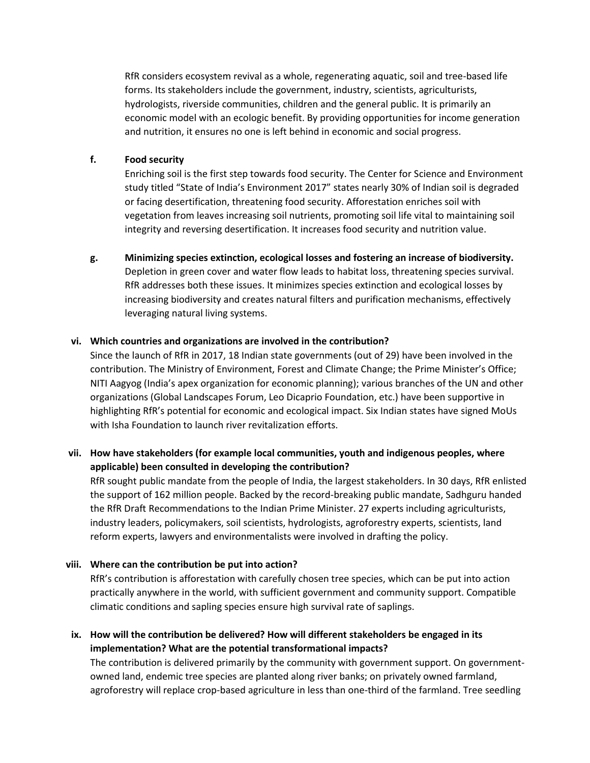RfR considers ecosystem revival as a whole, regenerating aquatic, soil and tree-based life forms. Its stakeholders include the government, industry, scientists, agriculturists, hydrologists, riverside communities, children and the general public. It is primarily an economic model with an ecologic benefit. By providing opportunities for income generation and nutrition, it ensures no one is left behind in economic and social progress.

**f. Food security**

Enriching soil is the first step towards food security. The Center for Science and Environment study titled "State of India's Environment 2017" states nearly 30% of Indian soil is degraded or facing desertification, threatening food security. Afforestation enriches soil with vegetation from leaves increasing soil nutrients, promoting soil life vital to maintaining soil integrity and reversing desertification. It increases food security and nutrition value.

**g. Minimizing species extinction, ecological losses and fostering an increase of biodiversity.**

Depletion in green cover and water flow leads to habitat loss, threatening species survival. RfR addresses both these issues. It minimizes species extinction and ecological losses by increasing biodiversity and creates natural filters and purification mechanisms, effectively leveraging natural living systems.

**vi. Which countries and organizations are involved in the contribution?**

Since the launch of RfR in 2017, 18 Indian state governments (out of 29) have been involved in the contribution. The Ministry of Environment, Forest and Climate Change; the Prime Minister's Office; NITI Aagyog (India's apex organization for economic planning); various branches of the UN and other organizations (Global Landscapes Forum, Leo Dicaprio Foundation, etc.) have been supportive in highlighting RfR's potential for economic and ecological impact. Six Indian states have signed MoUs with Isha Foundation to launch river revitalization efforts.

**vii. How have stakeholders (for example local communities, youth and indigenous peoples, where applicable) been consulted in developing the contribution?**

RfR sought public mandate from the people of India, the largest stakeholders. In 30 days, RfR enlisted the support of 162 million people. Backed by the record-breaking public mandate, Sadhguru handed the RfR Draft Recommendations to the Indian Prime Minister. 27 experts including agriculturists, industry leaders, policymakers, soil scientists, hydrologists, agroforestry experts, scientists, land reform experts, lawyers and environmentalists were involved in drafting the policy.

**viii. Where can the contribution be put into action?**

RfR's contribution is afforestation with carefully chosen tree species, which can be put into action practically anywhere in the world, with sufficient government and community support. Compatible climatic conditions and sapling species ensure high survival rate of saplings.

**ix. How will the contribution be delivered? How will different stakeholders be engaged in its implementation? What are the potential transformational impacts?**

The contribution is delivered primarily by the community with government support. On government-owned land, endemic tree species are planted along river banks; on privately owned farmland, agroforestry will replace crop-based agriculture in less than one-third of the farmland. Tree seedling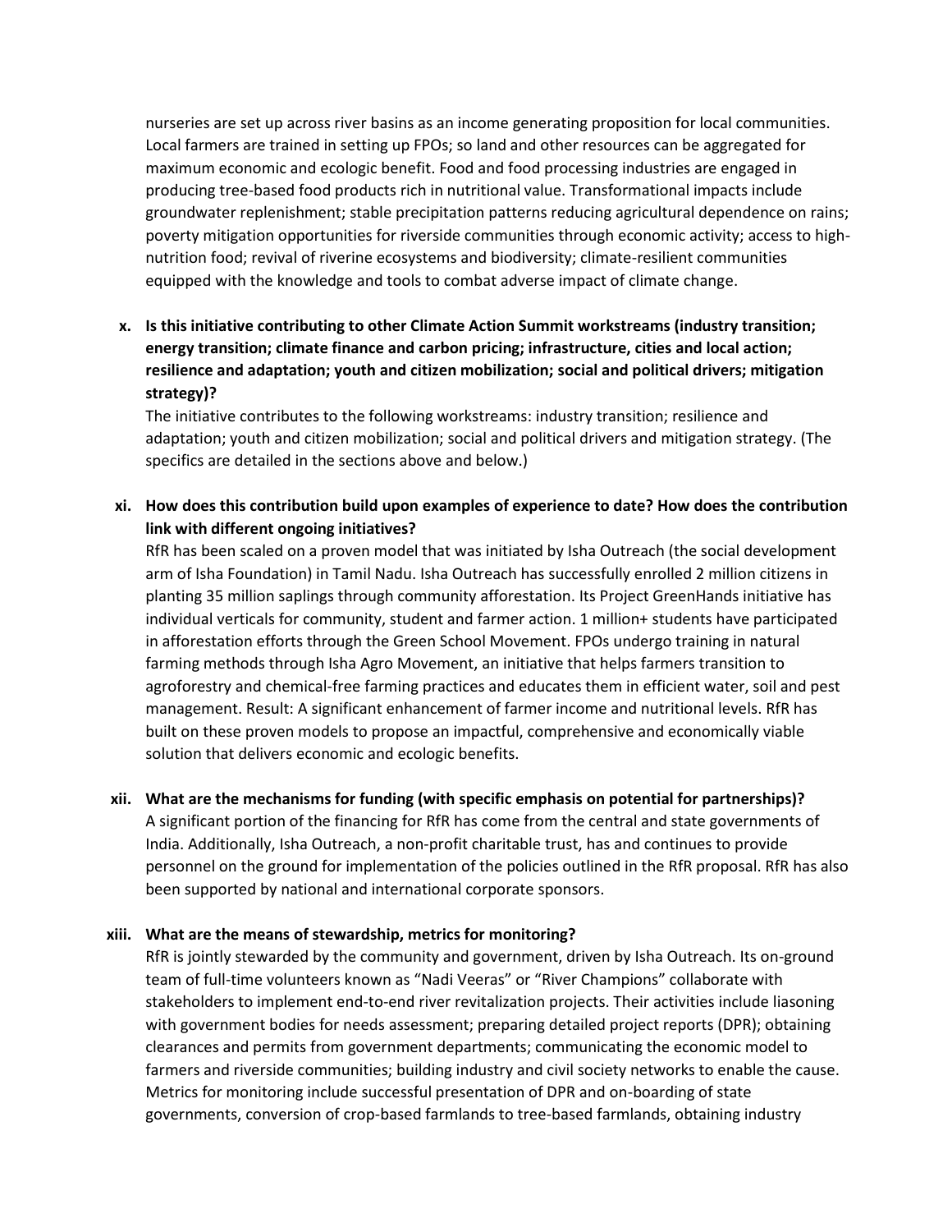nurseries are set up across river basins as an income generating proposition for local communities. Local farmers are trained in setting up FPOs; so land and other resources can be aggregated for maximum economic and ecologic benefit. Food and food processing industries are engaged in producing tree-based food products rich in nutritional value. Transformational impacts include groundwater replenishment; stable precipitation patterns reducing agricultural dependence on rains; poverty mitigation opportunities for riverside communities through economic activity; access to high-nutrition food; revival of riverine ecosystems and biodiversity; climate-resilient communities equipped with the knowledge and tools to combat adverse impact of climate change.

x. **Is this initiative contributing to other Climate Action Summit workstreams (industry transition; energy transition; climate finance and carbon pricing; infrastructure, cities and local action; resilience and adaptation; youth and citizen mobilization; social and political drivers; mitigation strategy)?**

   The initiative contributes to the following workstreams: industry transition; resilience and adaptation; youth and citizen mobilization; social and political drivers and mitigation strategy. (The specifics are detailed in the sections above and below.)

xi. **How does this contribution build upon examples of experience to date? How does the contribution link with different ongoing initiatives?**

   RfR has been scaled on a proven model that was initiated by Isha Outreach (the social development arm of Isha Foundation) in Tamil Nadu. Isha Outreach has successfully enrolled 2 million citizens in planting 35 million saplings through community afforestation. Its Project GreenHands initiative has individual verticals for community, student and farmer action. 1 million+ students have participated in afforestation efforts through the Green School Movement. FPOs undergo training in natural farming methods through Isha Agro Movement, an initiative that helps farmers transition to agroforestry and chemical-free farming practices and educates them in efficient water, soil and pest management. Result: A significant enhancement of farmer income and nutritional levels. RfR has built on these proven models to propose an impactful, comprehensive and economically viable solution that delivers economic and ecologic benefits.

xii. **What are the mechanisms for funding (with specific emphasis on potential for partnerships)?**

   A significant portion of the financing for RfR has come from the central and state governments of India. Additionally, Isha Outreach, a non-profit charitable trust, has and continues to provide personnel on the ground for implementation of the policies outlined in the RfR proposal. RfR has also been supported by national and international corporate sponsors.

xiii. **What are the means of stewardship, metrics for monitoring?**

   RfR is jointly stewarded by the community and government, driven by Isha Outreach. Its on-ground team of full-time volunteers known as "Nadi Veeras" or "River Champions" collaborate with stakeholders to implement end-to-end river revitalization projects. Their activities include liasoning with government bodies for needs assessment; preparing detailed project reports (DPR); obtaining clearances and permits from government departments; communicating the economic model to farmers and riverside communities; building industry and civil society networks to enable the cause. Metrics for monitoring include successful presentation of DPR and on-boarding of state governments, conversion of crop-based farmlands to tree-based farmlands, obtaining industry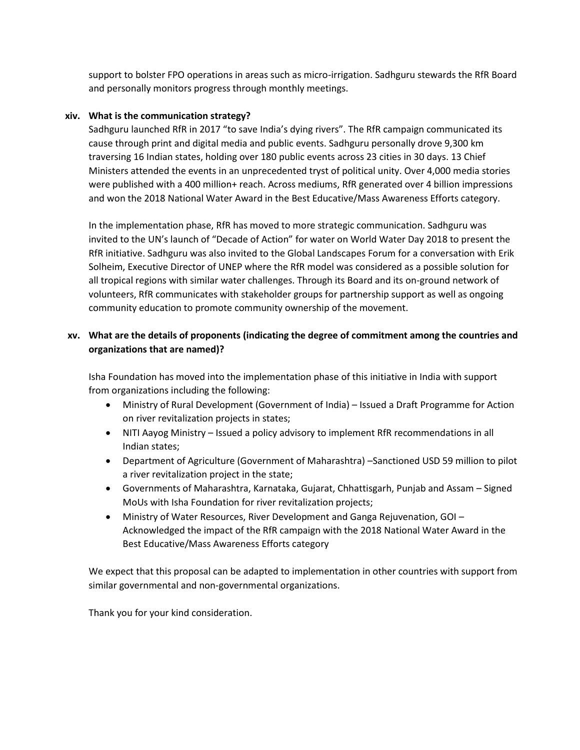support to bolster FPO operations in areas such as micro-irrigation. Sadhguru stewards the RfR Board and personally monitors progress through monthly meetings.

**xiv. What is the communication strategy?**

Sadhguru launched RfR in 2017 "to save India's dying rivers". The RfR campaign communicated its cause through print and digital media and public events. Sadhguru personally drove 9,300 km traversing 16 Indian states, holding over 180 public events across 23 cities in 30 days. 13 Chief Ministers attended the events in an unprecedented tryst of political unity. Over 4,000 media stories were published with a 400 million+ reach. Across mediums, RfR generated over 4 billion impressions and won the 2018 National Water Award in the Best Educative/Mass Awareness Efforts category.

In the implementation phase, RfR has moved to more strategic communication. Sadhguru was invited to the UN's launch of "Decade of Action" for water on World Water Day 2018 to present the RfR initiative. Sadhguru was also invited to the Global Landscapes Forum for a conversation with Erik Solheim, Executive Director of UNEP where the RfR model was considered as a possible solution for all tropical regions with similar water challenges. Through its Board and its on-ground network of volunteers, RfR communicates with stakeholder groups for partnership support as well as ongoing community education to promote community ownership of the movement.

**xv. What are the details of proponents (indicating the degree of commitment among the countries and organizations that are named)?**

Isha Foundation has moved into the implementation phase of this initiative in India with support from organizations including the following:

- Ministry of Rural Development (Government of India) – Issued a Draft Programme for Action on river revitalization projects in states;
- NITI Aayog Ministry – Issued a policy advisory to implement RfR recommendations in all Indian states;
- Department of Agriculture (Government of Maharashtra) –Sanctioned USD 59 million to pilot a river revitalization project in the state;
- Governments of Maharashtra, Karnataka, Gujarat, Chhattisgarh, Punjab and Assam – Signed MoUs with Isha Foundation for river revitalization projects;
- Ministry of Water Resources, River Development and Ganga Rejuvenation, GOI – Acknowledged the impact of the RfR campaign with the 2018 National Water Award in the Best Educative/Mass Awareness Efforts category

We expect that this proposal can be adapted to implementation in other countries with support from similar governmental and non-governmental organizations.

Thank you for your kind consideration.